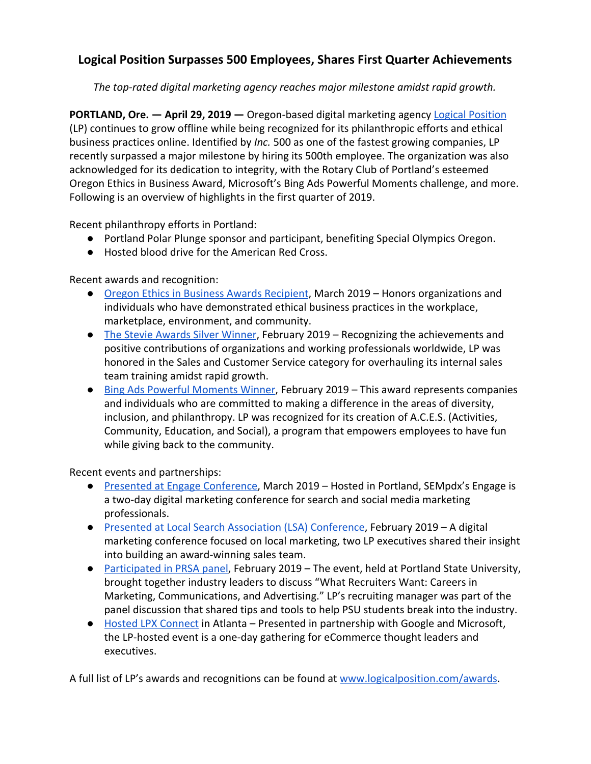# Logical Position Surpasses 500 Employees, Shares First Quarter Achievements

*The top-rated digital marketing agency reaches major milestone amidst rapid growth.*

**PORTLAND, Ore. — April 29, 2019 —** Oregon-based digital marketing agency Logical Position (LP) continues to grow offline while being recognized for its philanthropic efforts and ethical business practices online. Identified by *Inc.* 500 as one of the fastest growing companies, LP recently surpassed a major milestone by hiring its 500th employee. The organization was also acknowledged for its dedication to integrity, with the Rotary Club of Portland's esteemed Oregon Ethics in Business Award, Microsoft's Bing Ads Powerful Moments challenge, and more. Following is an overview of highlights in the first quarter of 2019.

Recent philanthropy efforts in Portland:

- Portland Polar Plunge sponsor and participant, benefiting Special Olympics Oregon.
- Hosted blood drive for the American Red Cross.

Recent awards and recognition:

- Oregon Ethics in Business Awards Recipient, March 2019 – Honors organizations and individuals who have demonstrated ethical business practices in the workplace, marketplace, environment, and community.
- The Stevie Awards Silver Winner, February 2019 – Recognizing the achievements and positive contributions of organizations and working professionals worldwide, LP was honored in the Sales and Customer Service category for overhauling its internal sales team training amidst rapid growth.
- Bing Ads Powerful Moments Winner, February 2019 – This award represents companies and individuals who are committed to making a difference in the areas of diversity, inclusion, and philanthropy. LP was recognized for its creation of A.C.E.S. (Activities, Community, Education, and Social), a program that empowers employees to have fun while giving back to the community.

Recent events and partnerships:

- Presented at Engage Conference, March 2019 – Hosted in Portland, SEMpdx's Engage is a two-day digital marketing conference for search and social media marketing professionals.
- Presented at Local Search Association (LSA) Conference, February 2019 – A digital marketing conference focused on local marketing, two LP executives shared their insight into building an award-winning sales team.
- Participated in PRSA panel, February 2019 – The event, held at Portland State University, brought together industry leaders to discuss "What Recruiters Want: Careers in Marketing, Communications, and Advertising." LP's recruiting manager was part of the panel discussion that shared tips and tools to help PSU students break into the industry.
- Hosted LPX Connect in Atlanta – Presented in partnership with Google and Microsoft, the LP-hosted event is a one-day gathering for eCommerce thought leaders and executives.

A full list of LP's awards and recognitions can be found at www.logicalposition.com/awards.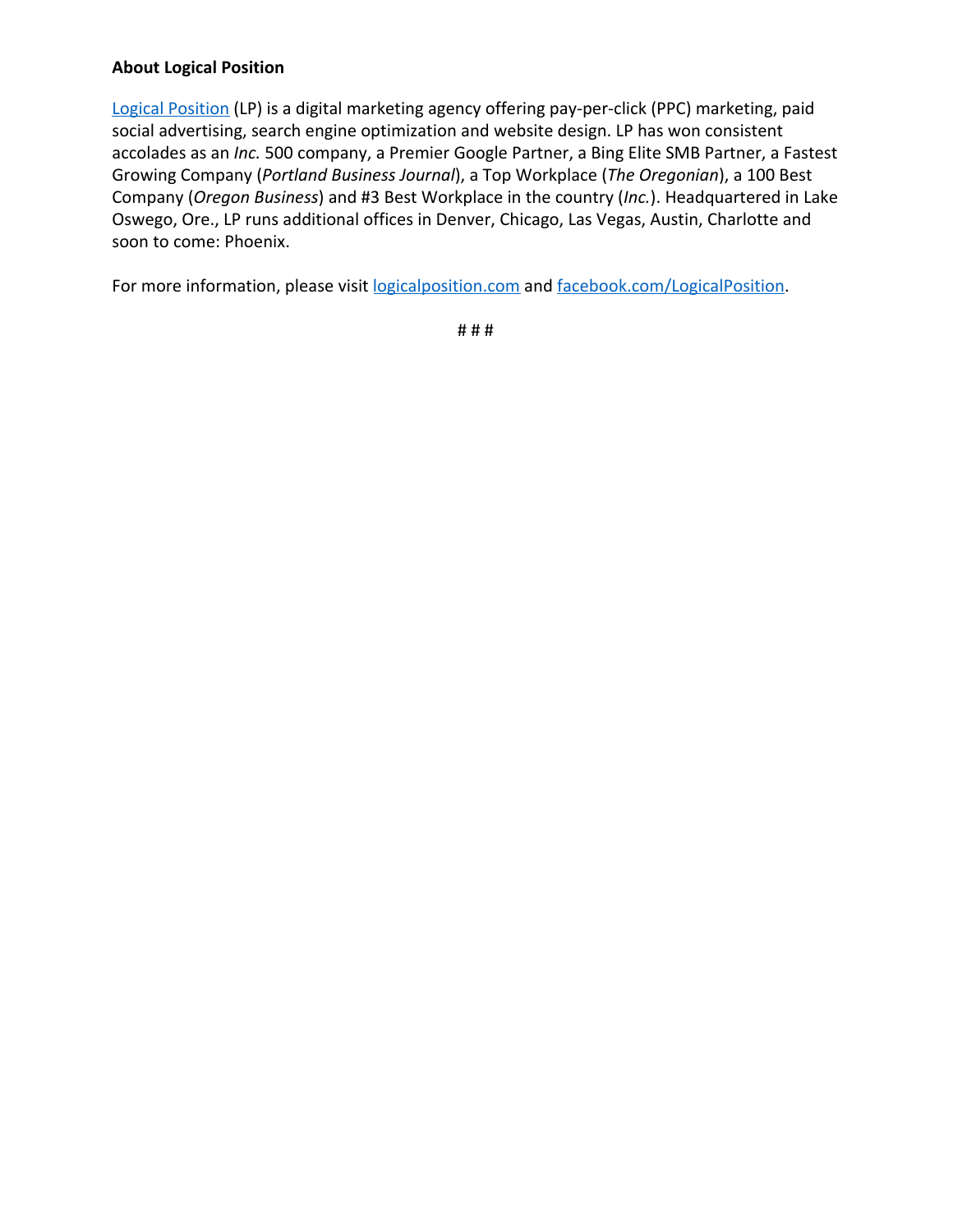**About Logical Position**

Logical Position (LP) is a digital marketing agency offering pay-per-click (PPC) marketing, paid social advertising, search engine optimization and website design. LP has won consistent accolades as an *Inc.* 500 company, a Premier Google Partner, a Bing Elite SMB Partner, a Fastest Growing Company (*Portland Business Journal*), a Top Workplace (*The Oregonian*), a 100 Best Company (*Oregon Business*) and #3 Best Workplace in the country (*Inc.*). Headquartered in Lake Oswego, Ore., LP runs additional offices in Denver, Chicago, Las Vegas, Austin, Charlotte and soon to come: Phoenix.

For more information, please visit logicalposition.com and facebook.com/LogicalPosition.

# # #